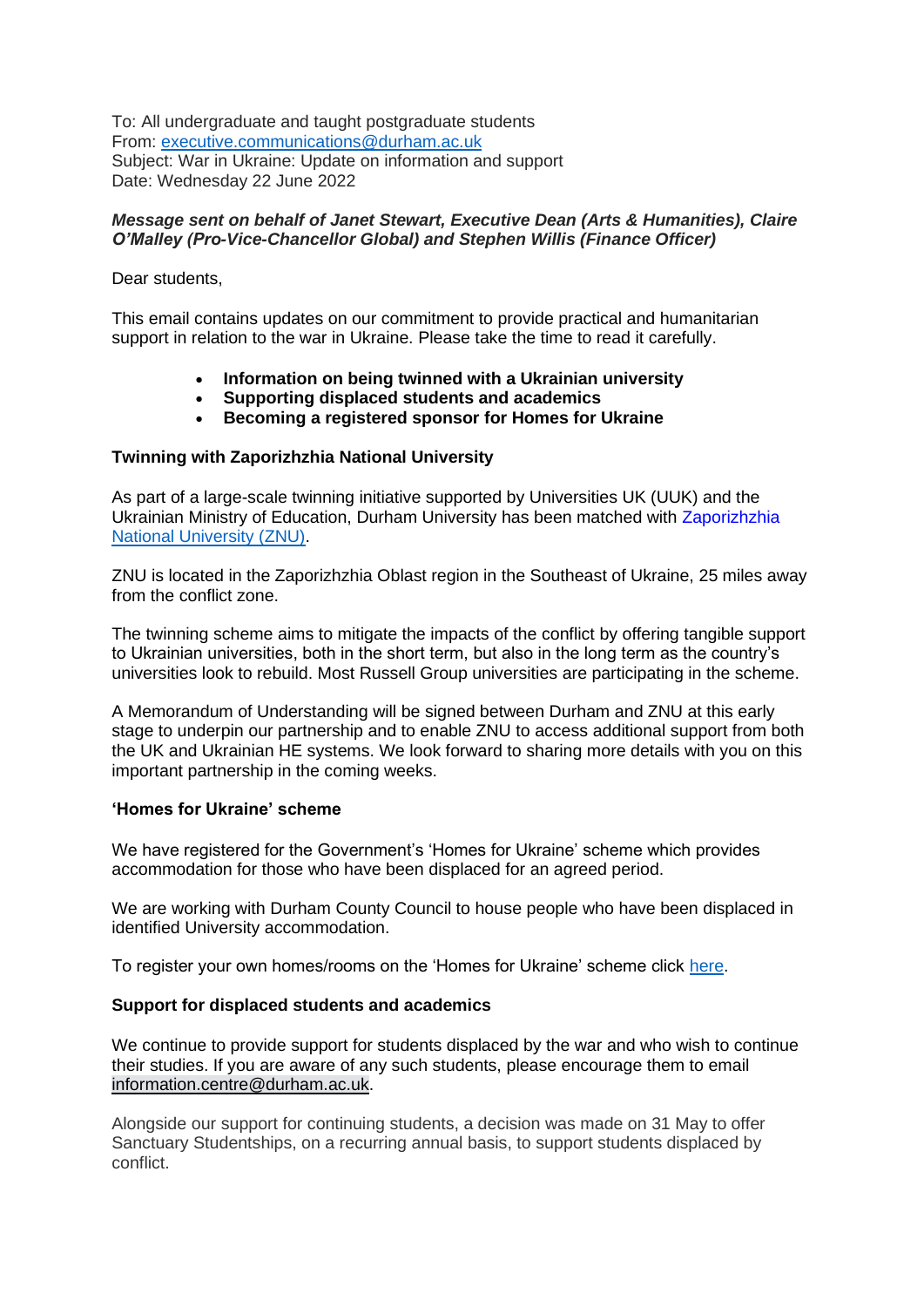To: All undergraduate and taught postgraduate students
From: executive.communications@durham.ac.uk
Subject: War in Ukraine: Update on information and support
Date: Wednesday 22 June 2022

***Message sent on behalf of Janet Stewart, Executive Dean (Arts & Humanities), Claire O'Malley (Pro-Vice-Chancellor Global) and Stephen Willis (Finance Officer)***

Dear students,

This email contains updates on our commitment to provide practical and humanitarian support in relation to the war in Ukraine. Please take the time to read it carefully.

- **Information on being twinned with a Ukrainian university**
- **Supporting displaced students and academics**
- **Becoming a registered sponsor for Homes for Ukraine**

**Twinning with Zaporizhzhia National University**

As part of a large-scale twinning initiative supported by Universities UK (UUK) and the Ukrainian Ministry of Education, Durham University has been matched with Zaporizhzhia National University (ZNU).

ZNU is located in the Zaporizhzhia Oblast region in the Southeast of Ukraine, 25 miles away from the conflict zone.

The twinning scheme aims to mitigate the impacts of the conflict by offering tangible support to Ukrainian universities, both in the short term, but also in the long term as the country's universities look to rebuild. Most Russell Group universities are participating in the scheme.

A Memorandum of Understanding will be signed between Durham and ZNU at this early stage to underpin our partnership and to enable ZNU to access additional support from both the UK and Ukrainian HE systems. We look forward to sharing more details with you on this important partnership in the coming weeks.

**'Homes for Ukraine' scheme**

We have registered for the Government's 'Homes for Ukraine' scheme which provides accommodation for those who have been displaced for an agreed period.

We are working with Durham County Council to house people who have been displaced in identified University accommodation.

To register your own homes/rooms on the 'Homes for Ukraine' scheme click here.

**Support for displaced students and academics**

We continue to provide support for students displaced by the war and who wish to continue their studies. If you are aware of any such students, please encourage them to email information.centre@durham.ac.uk.

Alongside our support for continuing students, a decision was made on 31 May to offer Sanctuary Studentships, on a recurring annual basis, to support students displaced by conflict.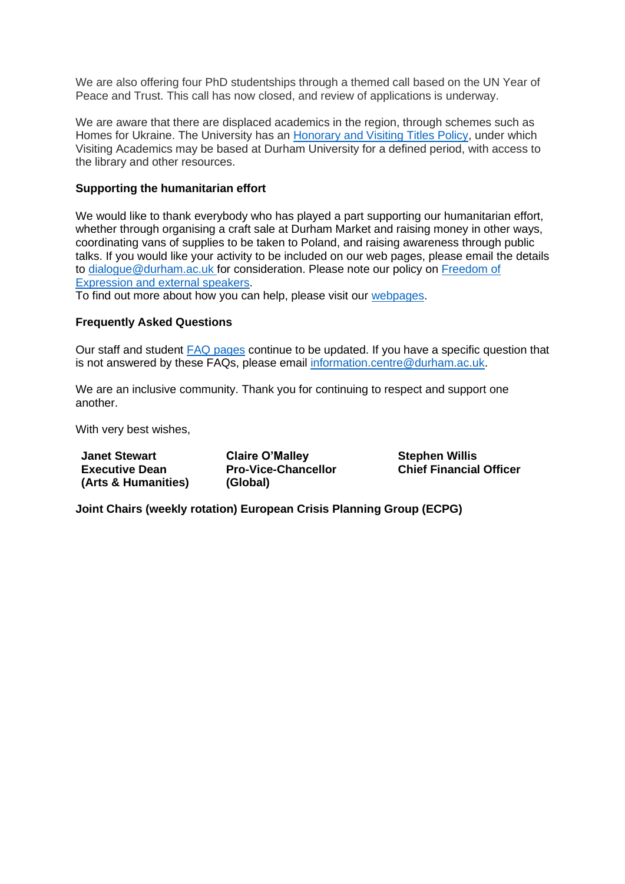We are also offering four PhD studentships through a themed call based on the UN Year of Peace and Trust. This call has now closed, and review of applications is underway.

We are aware that there are displaced academics in the region, through schemes such as Homes for Ukraine. The University has an Honorary and Visiting Titles Policy, under which Visiting Academics may be based at Durham University for a defined period, with access to the library and other resources.

**Supporting the humanitarian effort**

We would like to thank everybody who has played a part supporting our humanitarian effort, whether through organising a craft sale at Durham Market and raising money in other ways, coordinating vans of supplies to be taken to Poland, and raising awareness through public talks. If you would like your activity to be included on our web pages, please email the details to dialogue@durham.ac.uk for consideration. Please note our policy on Freedom of Expression and external speakers.
To find out more about how you can help, please visit our webpages.

**Frequently Asked Questions**

Our staff and student FAQ pages continue to be updated. If you have a specific question that is not answered by these FAQs, please email information.centre@durham.ac.uk.

We are an inclusive community. Thank you for continuing to respect and support one another.

With very best wishes,

**Janet Stewart**
**Executive Dean**
**(Arts & Humanities)**

**Claire O'Malley**
**Pro-Vice-Chancellor**
**(Global)**

**Stephen Willis**
**Chief Financial Officer**

**Joint Chairs (weekly rotation) European Crisis Planning Group (ECPG)**